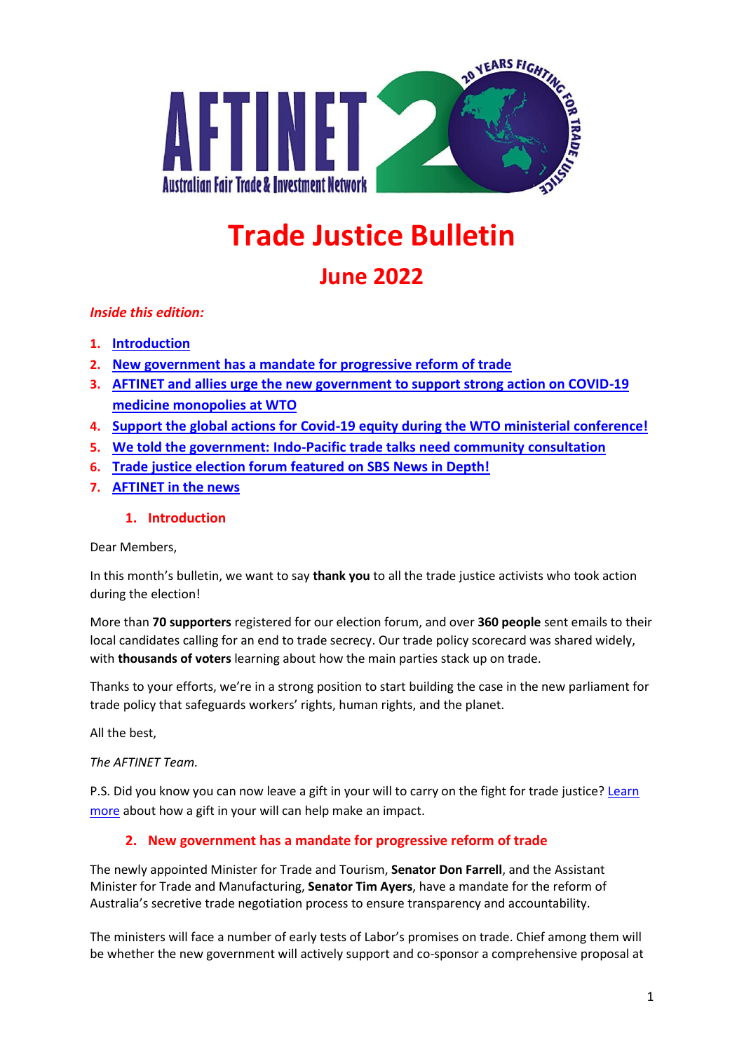# Trade Justice Bulletin

## June 2022

*Inside this edition:*

1. Introduction
2. New government has a mandate for progressive reform of trade
3. AFTINET and allies urge the new government to support strong action on COVID-19 medicine monopolies at WTO
4. Support the global actions for Covid-19 equity during the WTO ministerial conference!
5. We told the government: Indo-Pacific trade talks need community consultation
6. Trade justice election forum featured on SBS News in Depth!
7. AFTINET in the news

### 1. Introduction

Dear Members,

In this month's bulletin, we want to say **thank you** to all the trade justice activists who took action during the election!

More than **70 supporters** registered for our election forum, and over **360 people** sent emails to their local candidates calling for an end to trade secrecy. Our trade policy scorecard was shared widely, with **thousands of voters** learning about how the main parties stack up on trade.

Thanks to your efforts, we're in a strong position to start building the case in the new parliament for trade policy that safeguards workers' rights, human rights, and the planet.

All the best,

*The AFTINET Team.*

P.S. Did you know you can now leave a gift in your will to carry on the fight for trade justice? Learn more about how a gift in your will can help make an impact.

### 2. New government has a mandate for progressive reform of trade

The newly appointed Minister for Trade and Tourism, **Senator Don Farrell**, and the Assistant Minister for Trade and Manufacturing, **Senator Tim Ayers**, have a mandate for the reform of Australia's secretive trade negotiation process to ensure transparency and accountability.

The ministers will face a number of early tests of Labor's promises on trade. Chief among them will be whether the new government will actively support and co-sponsor a comprehensive proposal at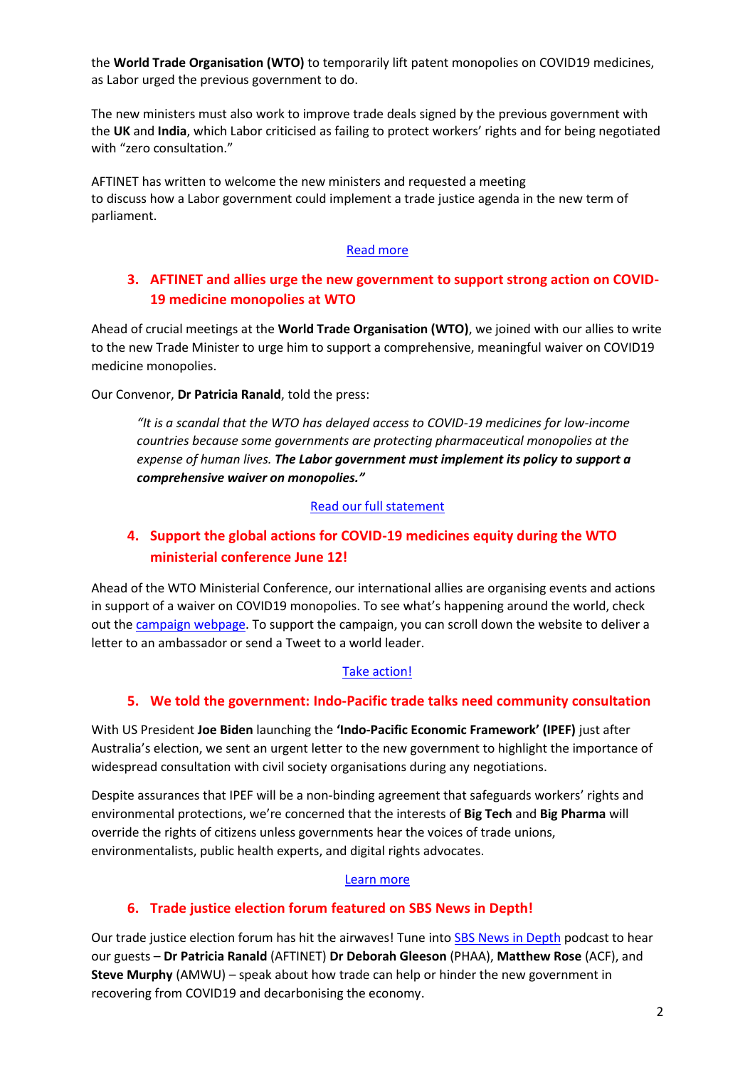the **World Trade Organisation (WTO)** to temporarily lift patent monopolies on COVID19 medicines, as Labor urged the previous government to do.

The new ministers must also work to improve trade deals signed by the previous government with the **UK** and **India**, which Labor criticised as failing to protect workers' rights and for being negotiated with "zero consultation."

AFTINET has written to welcome the new ministers and requested a meeting to discuss how a Labor government could implement a trade justice agenda in the new term of parliament.

Read more

## 3. AFTINET and allies urge the new government to support strong action on COVID-19 medicine monopolies at WTO

Ahead of crucial meetings at the **World Trade Organisation (WTO)**, we joined with our allies to write to the new Trade Minister to urge him to support a comprehensive, meaningful waiver on COVID19 medicine monopolies.

Our Convenor, **Dr Patricia Ranald**, told the press:

> *"It is a scandal that the WTO has delayed access to COVID-19 medicines for low-income countries because some governments are protecting pharmaceutical monopolies at the expense of human lives.* ***The Labor government must implement its policy to support a comprehensive waiver on monopolies."***

Read our full statement

## 4. Support the global actions for COVID-19 medicines equity during the WTO ministerial conference June 12!

Ahead of the WTO Ministerial Conference, our international allies are organising events and actions in support of a waiver on COVID19 monopolies. To see what's happening around the world, check out the campaign webpage. To support the campaign, you can scroll down the website to deliver a letter to an ambassador or send a Tweet to a world leader.

Take action!

## 5. We told the government: Indo-Pacific trade talks need community consultation

With US President **Joe Biden** launching the **'Indo-Pacific Economic Framework' (IPEF)** just after Australia's election, we sent an urgent letter to the new government to highlight the importance of widespread consultation with civil society organisations during any negotiations.

Despite assurances that IPEF will be a non-binding agreement that safeguards workers' rights and environmental protections, we're concerned that the interests of **Big Tech** and **Big Pharma** will override the rights of citizens unless governments hear the voices of trade unions, environmentalists, public health experts, and digital rights advocates.

Learn more

## 6. Trade justice election forum featured on SBS News in Depth!

Our trade justice election forum has hit the airwaves! Tune into SBS News in Depth podcast to hear our guests – **Dr Patricia Ranald** (AFTINET) **Dr Deborah Gleeson** (PHAA), **Matthew Rose** (ACF), and **Steve Murphy** (AMWU) – speak about how trade can help or hinder the new government in recovering from COVID19 and decarbonising the economy.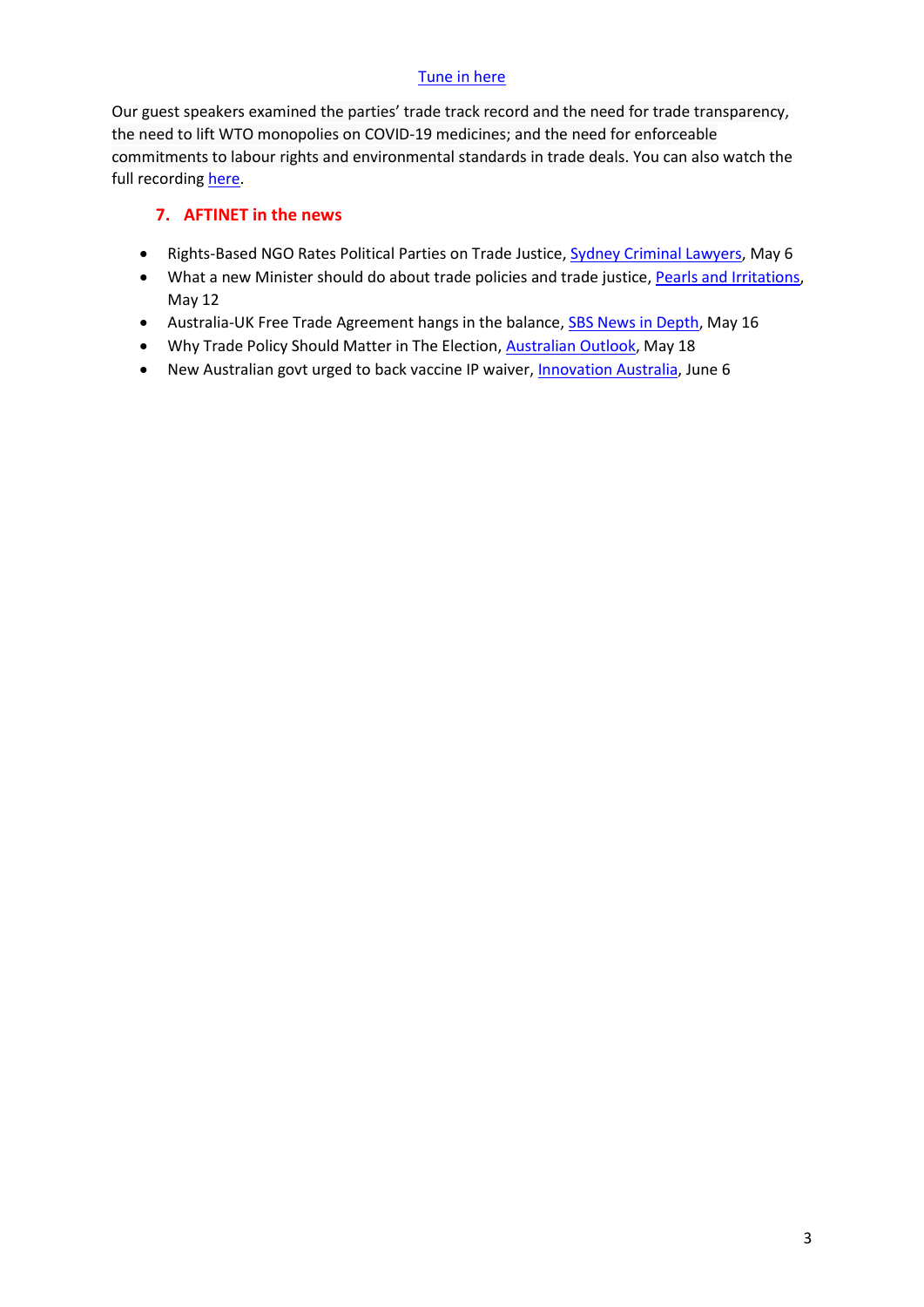Tune in here

Our guest speakers examined the parties' trade track record and the need for trade transparency, the need to lift WTO monopolies on COVID-19 medicines; and the need for enforceable commitments to labour rights and environmental standards in trade deals. You can also watch the full recording here.

## 7. AFTINET in the news

- Rights-Based NGO Rates Political Parties on Trade Justice, Sydney Criminal Lawyers, May 6
- What a new Minister should do about trade policies and trade justice, Pearls and Irritations, May 12
- Australia-UK Free Trade Agreement hangs in the balance, SBS News in Depth, May 16
- Why Trade Policy Should Matter in The Election, Australian Outlook, May 18
- New Australian govt urged to back vaccine IP waiver, Innovation Australia, June 6